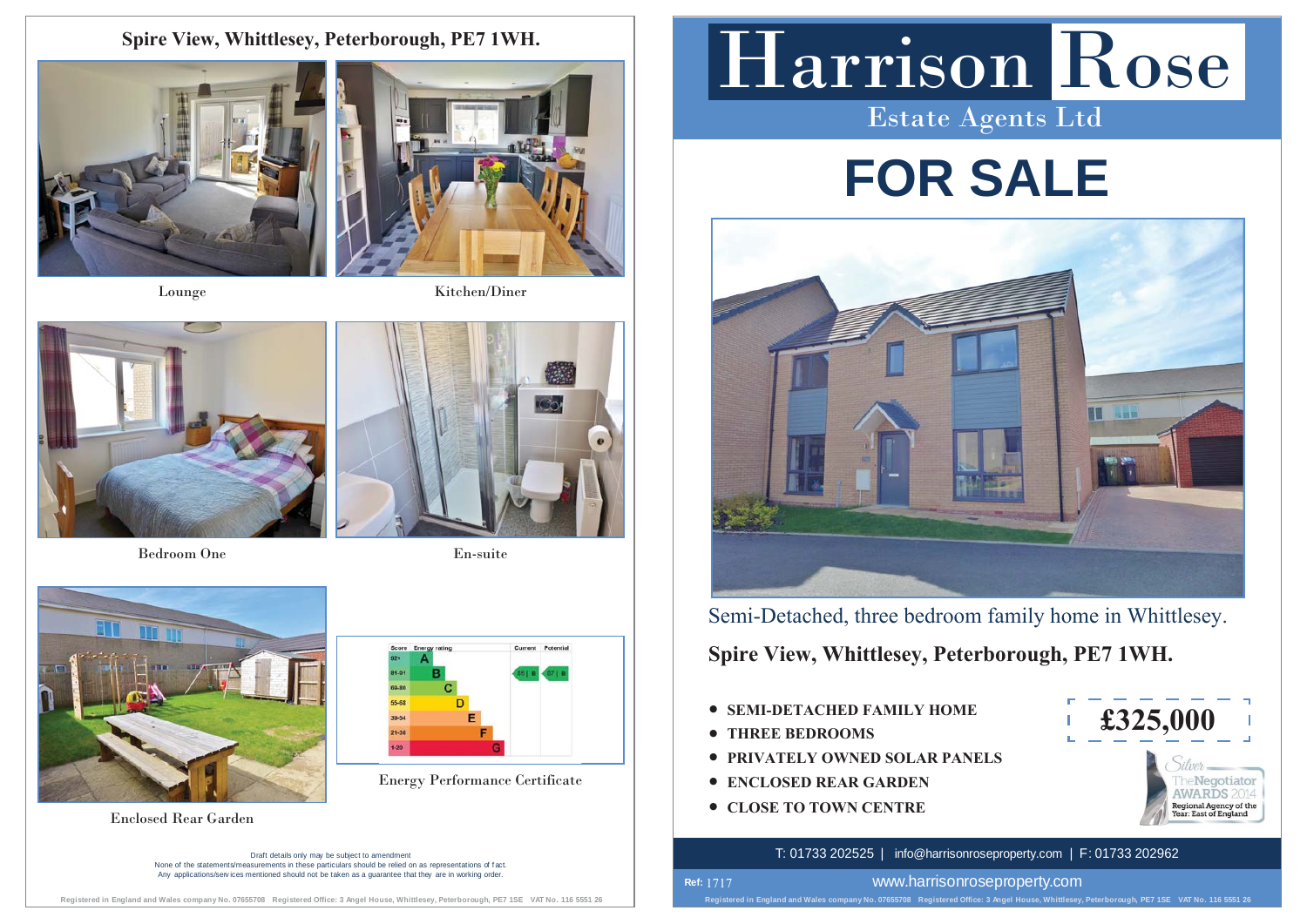## Spire View, Whittlesey, Peterborough, PE7 1WH.

Lounge

Kitchen/Diner

Bedroom One

En-suite

Enclosed Rear Garden

| Score | Energy rating | Current | Potential |
|---|---|---|---|
| 92+ | A | | |
| 81-91 | B | 85 B | 87 B |
| 69-80 | C | | |
| 55-68 | D | | |
| 39-54 | E | | |
| 21-38 | F | | |
| 1-20 | G | | |

Energy Performance Certificate

Draft details only may be subject to amendment
None of the statements/measurements in these particulars should be relied on as representations of fact.
Any applications/services mentioned should not be taken as a guarantee that they are in working order.

Registered in England and Wales company No. 07655708 Registered Office: 3 Angel House, Whittlesey, Peterborough, PE7 1SE VAT No. 116 5551 26

# Harrison Rose

Estate Agents Ltd

# FOR SALE

Semi-Detached, three bedroom family home in Whittlesey.

## Spire View, Whittlesey, Peterborough, PE7 1WH.

- **SEMI-DETACHED FAMILY HOME**
- **THREE BEDROOMS**
- **PRIVATELY OWNED SOLAR PANELS**
- **ENCLOSED REAR GARDEN**
- **CLOSE TO TOWN CENTRE**

**£325,000**

Silver The Negotiator AWARDS 2014 Regional Agency of the Year: East of England

T: 01733 202525 | info@harrisonroseproperty.com | F: 01733 202962

Ref: 1717

www.harrisonroseproperty.com

Registered in England and Wales company No. 07655708 Registered Office: 3 Angel House, Whittlesey, Peterborough, PE7 1SE VAT No. 116 5551 26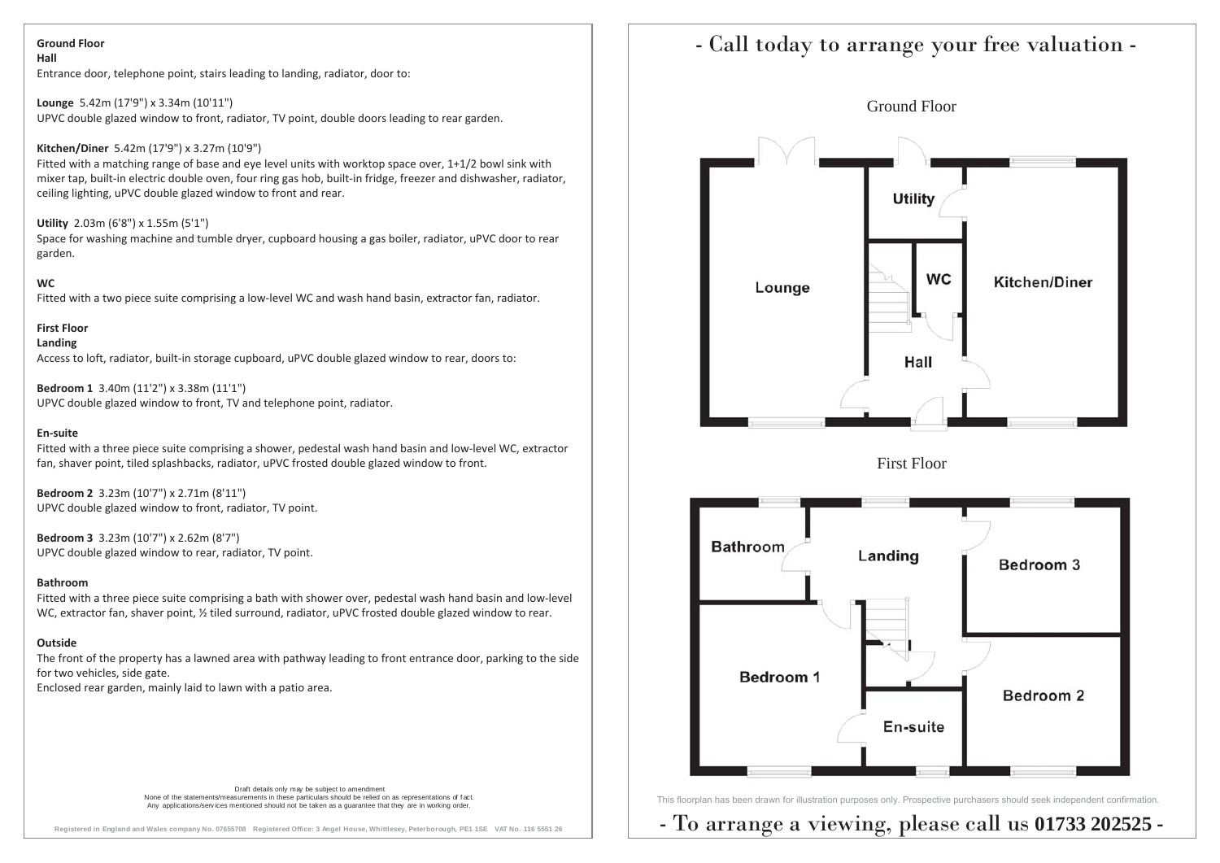## Ground Floor

### Hall

Entrance door, telephone point, stairs leading to landing, radiator, door to:

**Lounge** 5.42m (17'9") x 3.34m (10'11")
UPVC double glazed window to front, radiator, TV point, double doors leading to rear garden.

**Kitchen/Diner** 5.42m (17'9") x 3.27m (10'9")
Fitted with a matching range of base and eye level units with worktop space over, 1+1/2 bowl sink with mixer tap, built-in electric double oven, four ring gas hob, built-in fridge, freezer and dishwasher, radiator, ceiling lighting, uPVC double glazed window to front and rear.

**Utility** 2.03m (6'8") x 1.55m (5'1")
Space for washing machine and tumble dryer, cupboard housing a gas boiler, radiator, uPVC door to rear garden.

**WC**
Fitted with a two piece suite comprising a low-level WC and wash hand basin, extractor fan, radiator.

## First Floor

### Landing

Access to loft, radiator, built-in storage cupboard, uPVC double glazed window to rear, doors to:

**Bedroom 1** 3.40m (11'2") x 3.38m (11'1")
UPVC double glazed window to front, TV and telephone point, radiator.

**En-suite**
Fitted with a three piece suite comprising a shower, pedestal wash hand basin and low-level WC, extractor fan, shaver point, tiled splashbacks, radiator, uPVC frosted double glazed window to front.

**Bedroom 2** 3.23m (10'7") x 2.71m (8'11")
UPVC double glazed window to front, radiator, TV point.

**Bedroom 3** 3.23m (10'7") x 2.62m (8'7")
UPVC double glazed window to rear, radiator, TV point.

**Bathroom**
Fitted with a three piece suite comprising a bath with shower over, pedestal wash hand basin and low-level WC, extractor fan, shaver point, ½ tiled surround, radiator, uPVC frosted double glazed window to rear.

### Outside

The front of the property has a lawned area with pathway leading to front entrance door, parking to the side for two vehicles, side gate.
Enclosed rear garden, mainly laid to lawn with a patio area.

Draft details only may be subject to amendment
None of the statements/measurements in these particulars should be relied on as representations of fact.
Any applications/services mentioned should not be taken as a guarantee that they are in working order.

Registered in England and Wales company No. 07655708 Registered Office: 3 Angel House, Whittlesey, Peterborough, PE1 1SE VAT No. 116 5551 26

# - Call today to arrange your free valuation -

Ground Floor

Utility
WC
Lounge
Kitchen/Diner
Hall

First Floor

Bathroom
Landing
Bedroom 3
Bedroom 1
Bedroom 2
En-suite

This floorplan has been drawn for illustration purposes only. Prospective purchasers should seek independent confirmation.

# - To arrange a viewing, please call us **01733 202525** -